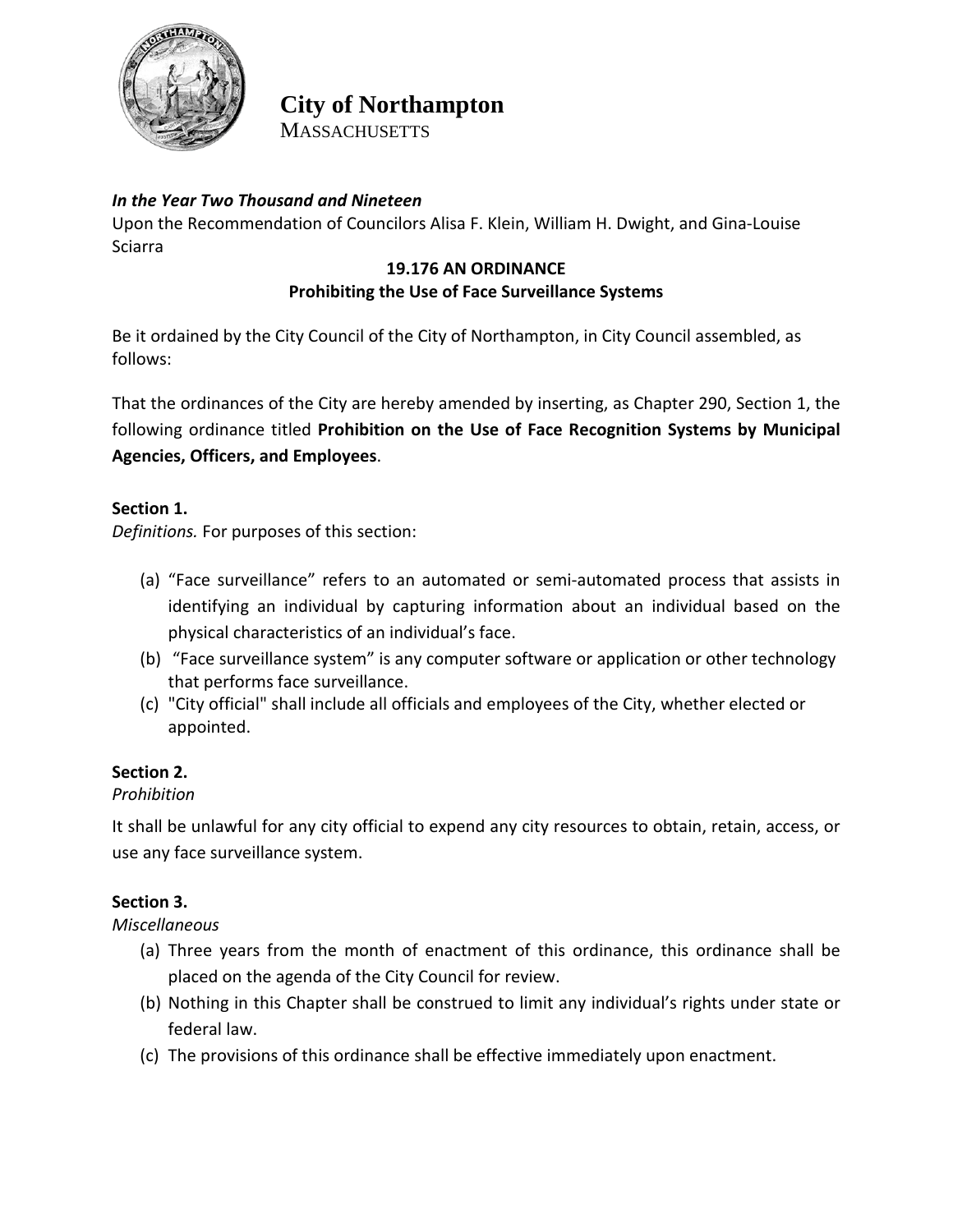# City of Northampton

MASSACHUSETTS

***In the Year Two Thousand and Nineteen***

Upon the Recommendation of Councilors Alisa F. Klein, William H. Dwight, and Gina-Louise Sciarra

**19.176 AN ORDINANCE**

**Prohibiting the Use of Face Surveillance Systems**

Be it ordained by the City Council of the City of Northampton, in City Council assembled, as follows:

That the ordinances of the City are hereby amended by inserting, as Chapter 290, Section 1, the following ordinance titled **Prohibition on the Use of Face Recognition Systems by Municipal Agencies, Officers, and Employees**.

**Section 1.**

*Definitions.* For purposes of this section:

(a) "Face surveillance" refers to an automated or semi-automated process that assists in identifying an individual by capturing information about an individual based on the physical characteristics of an individual's face.

(b) "Face surveillance system" is any computer software or application or other technology that performs face surveillance.

(c) "City official" shall include all officials and employees of the City, whether elected or appointed.

**Section 2.**

*Prohibition*

It shall be unlawful for any city official to expend any city resources to obtain, retain, access, or use any face surveillance system.

**Section 3.**

*Miscellaneous*

(a) Three years from the month of enactment of this ordinance, this ordinance shall be placed on the agenda of the City Council for review.

(b) Nothing in this Chapter shall be construed to limit any individual's rights under state or federal law.

(c) The provisions of this ordinance shall be effective immediately upon enactment.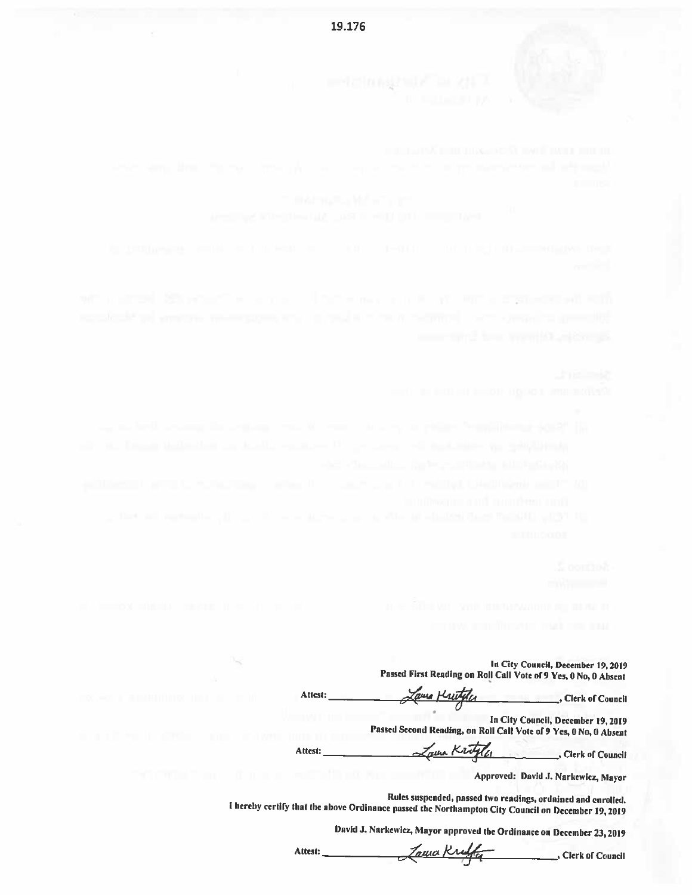19.176

**In City Council, December 19, 2019**
**Passed First Reading on Roll Call Vote of 9 Yes, 0 No, 0 Absent**

Attest: ______________________, **Clerk of Council**

**In City Council, December 19, 2019**
**Passed Second Reading, on Roll Call Vote of 9 Yes, 0 No, 0 Absent**

Attest: ______________________, **Clerk of Council**

**Approved: David J. Narkewicz, Mayor**

**Rules suspended, passed two readings, ordained and enrolled.**
**I hereby certify that the above Ordinance passed the Northampton City Council on December 19, 2019**

**David J. Narkewicz, Mayor approved the Ordinance on December 23, 2019**

Attest: ______________________, **Clerk of Council**